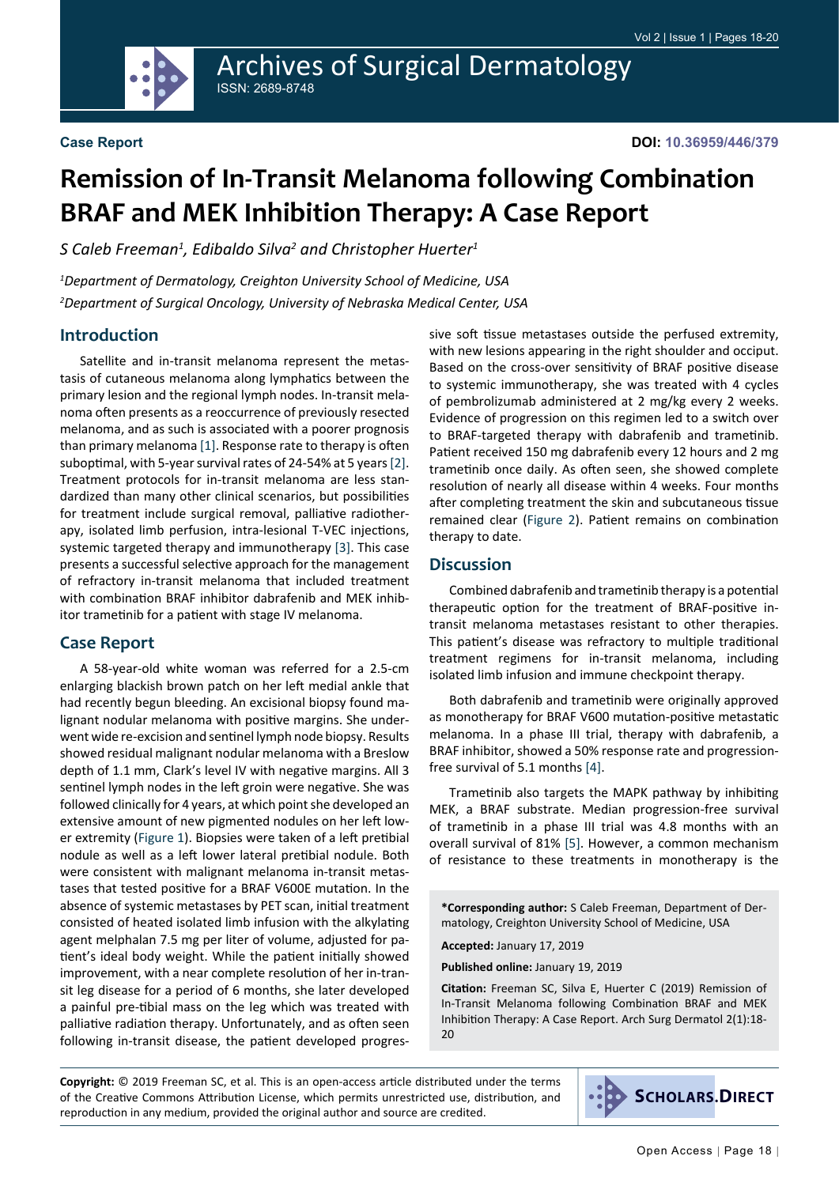**Case Report**

**DOI: 10.36959/446/379**

# Remission of In-Transit Melanoma following Combination BRAF and MEK Inhibition Therapy: A Case Report

*S Caleb Freeman[1], Edibaldo Silva[2] and Christopher Huerter[1]*

*[1]Department of Dermatology, Creighton University School of Medicine, USA*

*[2]Department of Surgical Oncology, University of Nebraska Medical Center, USA*

## Introduction

Satellite and in-transit melanoma represent the metastasis of cutaneous melanoma along lymphatics between the primary lesion and the regional lymph nodes. In-transit melanoma often presents as a reoccurrence of previously resected melanoma, and as such is associated with a poorer prognosis than primary melanoma [1]. Response rate to therapy is often suboptimal, with 5-year survival rates of 24-54% at 5 years [2]. Treatment protocols for in-transit melanoma are less standardized than many other clinical scenarios, but possibilities for treatment include surgical removal, palliative radiotherapy, isolated limb perfusion, intra-lesional T-VEC injections, systemic targeted therapy and immunotherapy [3]. This case presents a successful selective approach for the management of refractory in-transit melanoma that included treatment with combination BRAF inhibitor dabrafenib and MEK inhibitor trametinib for a patient with stage IV melanoma.

## Case Report

A 58-year-old white woman was referred for a 2.5-cm enlarging blackish brown patch on her left medial ankle that had recently begun bleeding. An excisional biopsy found malignant nodular melanoma with positive margins. She underwent wide re-excision and sentinel lymph node biopsy. Results showed residual malignant nodular melanoma with a Breslow depth of 1.1 mm, Clark's level IV with negative margins. All 3 sentinel lymph nodes in the left groin were negative. She was followed clinically for 4 years, at which point she developed an extensive amount of new pigmented nodules on her left lower extremity (Figure 1). Biopsies were taken of a left pretibial nodule as well as a left lower lateral pretibial nodule. Both were consistent with malignant melanoma in-transit metastases that tested positive for a BRAF V600E mutation. In the absence of systemic metastases by PET scan, initial treatment consisted of heated isolated limb infusion with the alkylating agent melphalan 7.5 mg per liter of volume, adjusted for patient's ideal body weight. While the patient initially showed improvement, with a near complete resolution of her in-transit leg disease for a period of 6 months, she later developed a painful pre-tibial mass on the leg which was treated with palliative radiation therapy. Unfortunately, and as often seen following in-transit disease, the patient developed progressive soft tissue metastases outside the perfused extremity, with new lesions appearing in the right shoulder and occiput. Based on the cross-over sensitivity of BRAF positive disease to systemic immunotherapy, she was treated with 4 cycles of pembrolizumab administered at 2 mg/kg every 2 weeks. Evidence of progression on this regimen led to a switch over to BRAF-targeted therapy with dabrafenib and trametinib. Patient received 150 mg dabrafenib every 12 hours and 2 mg trametinib once daily. As often seen, she showed complete resolution of nearly all disease within 4 weeks. Four months after completing treatment the skin and subcutaneous tissue remained clear (Figure 2). Patient remains on combination therapy to date.

## Discussion

Combined dabrafenib and trametinib therapy is a potential therapeutic option for the treatment of BRAF-positive in-transit melanoma metastases resistant to other therapies. This patient's disease was refractory to multiple traditional treatment regimens for in-transit melanoma, including isolated limb infusion and immune checkpoint therapy.

Both dabrafenib and trametinib were originally approved as monotherapy for BRAF V600 mutation-positive metastatic melanoma. In a phase III trial, therapy with dabrafenib, a BRAF inhibitor, showed a 50% response rate and progression-free survival of 5.1 months [4].

Trametinib also targets the MAPK pathway by inhibiting MEK, a BRAF substrate. Median progression-free survival of trametinib in a phase III trial was 4.8 months with an overall survival of 81% [5]. However, a common mechanism of resistance to these treatments in monotherapy is the

**\*Corresponding author:** S Caleb Freeman, Department of Dermatology, Creighton University School of Medicine, USA

**Accepted:** January 17, 2019

**Published online:** January 19, 2019

**Citation:** Freeman SC, Silva E, Huerter C (2019) Remission of In-Transit Melanoma following Combination BRAF and MEK Inhibition Therapy: A Case Report. Arch Surg Dermatol 2(1):18-20

**Copyright:** © 2019 Freeman SC, et al. This is an open-access article distributed under the terms of the Creative Commons Attribution License, which permits unrestricted use, distribution, and reproduction in any medium, provided the original author and source are credited.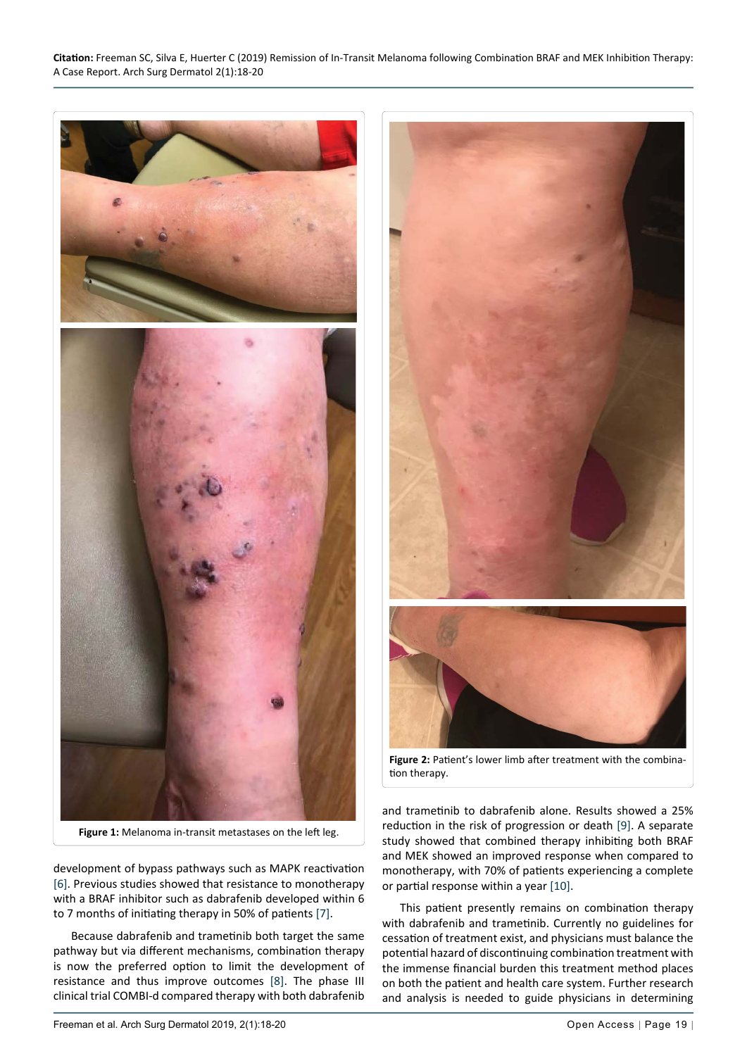Figure 1: Melanoma in-transit metastases on the left leg.

Figure 2: Patient's lower limb after treatment with the combination therapy.

development of bypass pathways such as MAPK reactivation [6]. Previous studies showed that resistance to monotherapy with a BRAF inhibitor such as dabrafenib developed within 6 to 7 months of initiating therapy in 50% of patients [7].

Because dabrafenib and trametinib both target the same pathway but via different mechanisms, combination therapy is now the preferred option to limit the development of resistance and thus improve outcomes [8]. The phase III clinical trial COMBI-d compared therapy with both dabrafenib and trametinib to dabrafenib alone. Results showed a 25% reduction in the risk of progression or death [9]. A separate study showed that combined therapy inhibiting both BRAF and MEK showed an improved response when compared to monotherapy, with 70% of patients experiencing a complete or partial response within a year [10].

This patient presently remains on combination therapy with dabrafenib and trametinib. Currently no guidelines for cessation of treatment exist, and physicians must balance the potential hazard of discontinuing combination treatment with the immense financial burden this treatment method places on both the patient and health care system. Further research and analysis is needed to guide physicians in determining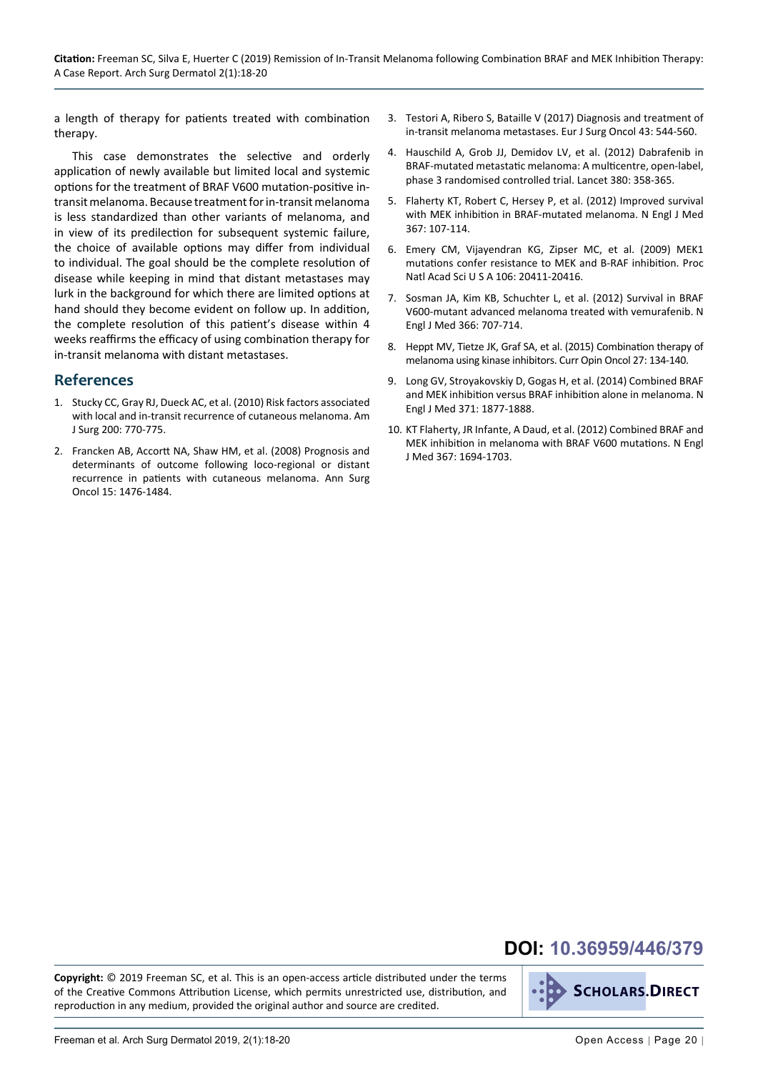a length of therapy for patients treated with combination therapy.

This case demonstrates the selective and orderly application of newly available but limited local and systemic options for the treatment of BRAF V600 mutation-positive in-transit melanoma. Because treatment for in-transit melanoma is less standardized than other variants of melanoma, and in view of its predilection for subsequent systemic failure, the choice of available options may differ from individual to individual. The goal should be the complete resolution of disease while keeping in mind that distant metastases may lurk in the background for which there are limited options at hand should they become evident on follow up. In addition, the complete resolution of this patient's disease within 4 weeks reaffirms the efficacy of using combination therapy for in-transit melanoma with distant metastases.

## References

1. Stucky CC, Gray RJ, Dueck AC, et al. (2010) Risk factors associated with local and in-transit recurrence of cutaneous melanoma. Am J Surg 200: 770-775.
2. Francken AB, Accortt NA, Shaw HM, et al. (2008) Prognosis and determinants of outcome following loco-regional or distant recurrence in patients with cutaneous melanoma. Ann Surg Oncol 15: 1476-1484.
3. Testori A, Ribero S, Bataille V (2017) Diagnosis and treatment of in-transit melanoma metastases. Eur J Surg Oncol 43: 544-560.
4. Hauschild A, Grob JJ, Demidov LV, et al. (2012) Dabrafenib in BRAF-mutated metastatic melanoma: A multicentre, open-label, phase 3 randomised controlled trial. Lancet 380: 358-365.
5. Flaherty KT, Robert C, Hersey P, et al. (2012) Improved survival with MEK inhibition in BRAF-mutated melanoma. N Engl J Med 367: 107-114.
6. Emery CM, Vijayendran KG, Zipser MC, et al. (2009) MEK1 mutations confer resistance to MEK and B-RAF inhibition. Proc Natl Acad Sci U S A 106: 20411-20416.
7. Sosman JA, Kim KB, Schuchter L, et al. (2012) Survival in BRAF V600-mutant advanced melanoma treated with vemurafenib. N Engl J Med 366: 707-714.
8. Heppt MV, Tietze JK, Graf SA, et al. (2015) Combination therapy of melanoma using kinase inhibitors. Curr Opin Oncol 27: 134-140.
9. Long GV, Stroyakovskiy D, Gogas H, et al. (2014) Combined BRAF and MEK inhibition versus BRAF inhibition alone in melanoma. N Engl J Med 371: 1877-1888.
10. KT Flaherty, JR Infante, A Daud, et al. (2012) Combined BRAF and MEK inhibition in melanoma with BRAF V600 mutations. N Engl J Med 367: 1694-1703.

**DOI: 10.36959/446/379**

**Copyright:** © 2019 Freeman SC, et al. This is an open-access article distributed under the terms of the Creative Commons Attribution License, which permits unrestricted use, distribution, and reproduction in any medium, provided the original author and source are credited.